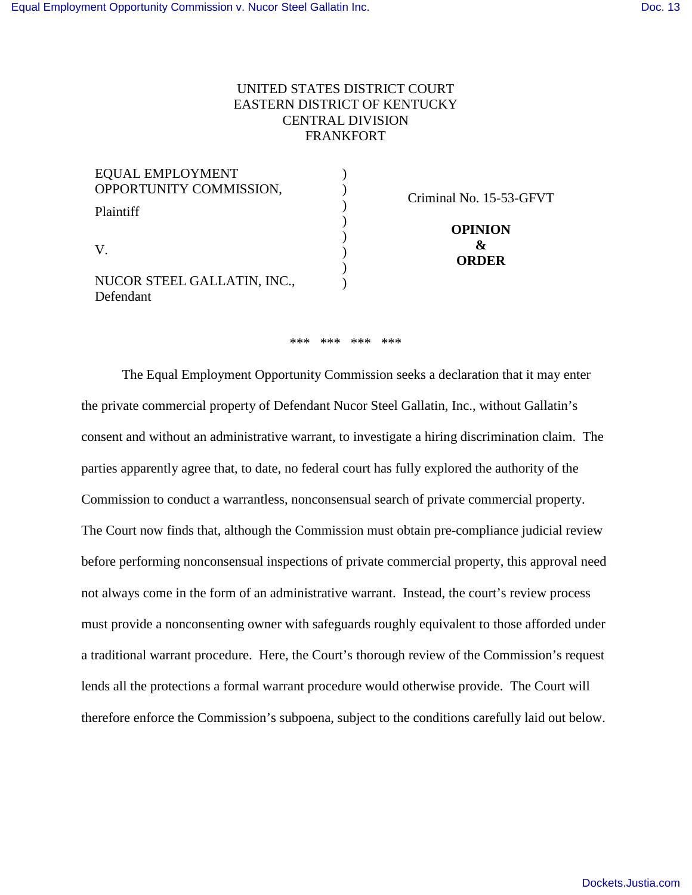UNITED STATES DISTRICT COURT
EASTERN DISTRICT OF KENTUCKY
CENTRAL DIVISION
FRANKFORT

| | | |
|---|---|---|
| EQUAL EMPLOYMENT OPPORTUNITY COMMISSION, Plaintiff | ) | Criminal No. 15-53-GFVT |
| V. | ) | **OPINION & ORDER** |
| NUCOR STEEL GALLATIN, INC., Defendant | ) | |

\*\*\* \*\*\* \*\*\* \*\*\*

The Equal Employment Opportunity Commission seeks a declaration that it may enter the private commercial property of Defendant Nucor Steel Gallatin, Inc., without Gallatin's consent and without an administrative warrant, to investigate a hiring discrimination claim. The parties apparently agree that, to date, no federal court has fully explored the authority of the Commission to conduct a warrantless, nonconsensual search of private commercial property. The Court now finds that, although the Commission must obtain pre-compliance judicial review before performing nonconsensual inspections of private commercial property, this approval need not always come in the form of an administrative warrant. Instead, the court's review process must provide a nonconsenting owner with safeguards roughly equivalent to those afforded under a traditional warrant procedure. Here, the Court's thorough review of the Commission's request lends all the protections a formal warrant procedure would otherwise provide. The Court will therefore enforce the Commission's subpoena, subject to the conditions carefully laid out below.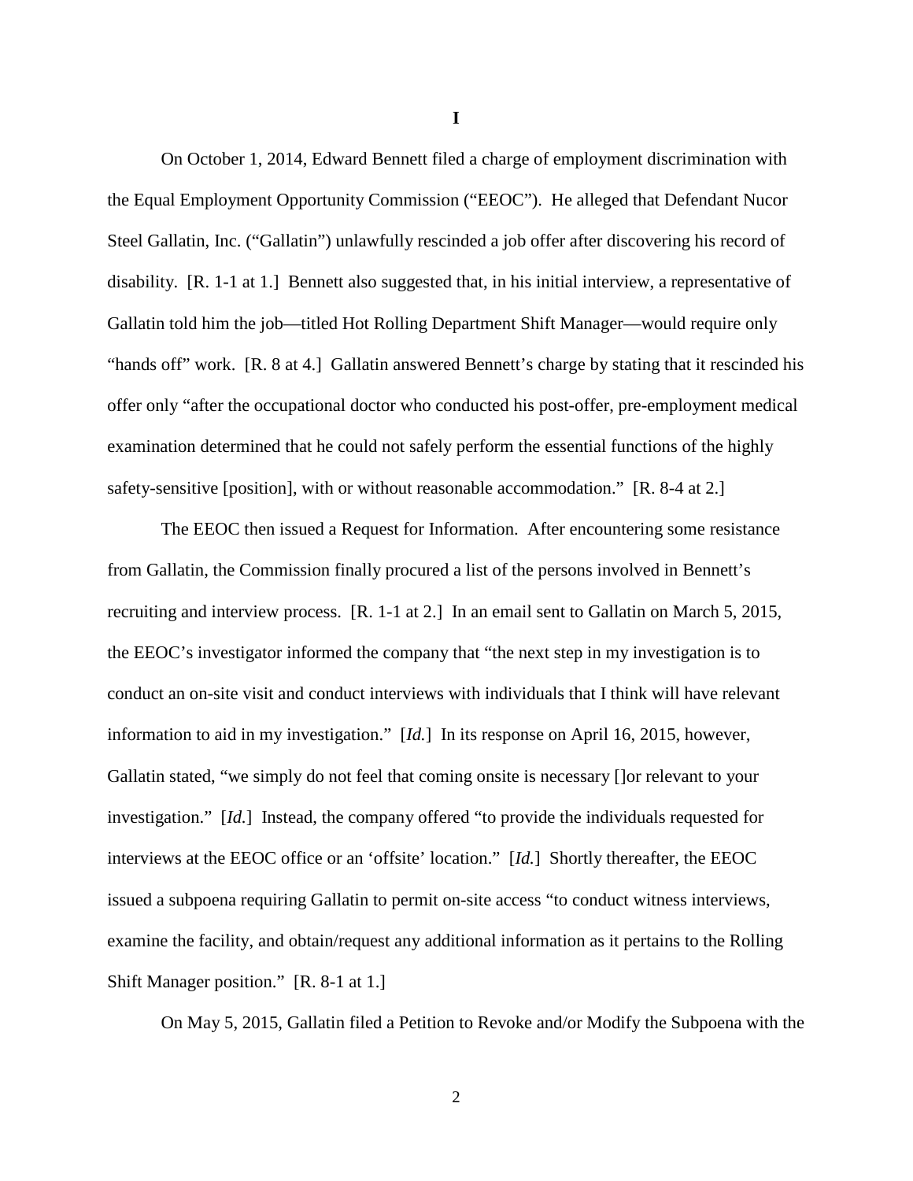**I**

On October 1, 2014, Edward Bennett filed a charge of employment discrimination with the Equal Employment Opportunity Commission ("EEOC"). He alleged that Defendant Nucor Steel Gallatin, Inc. ("Gallatin") unlawfully rescinded a job offer after discovering his record of disability. [R. 1-1 at 1.] Bennett also suggested that, in his initial interview, a representative of Gallatin told him the job—titled Hot Rolling Department Shift Manager—would require only "hands off" work. [R. 8 at 4.] Gallatin answered Bennett's charge by stating that it rescinded his offer only "after the occupational doctor who conducted his post-offer, pre-employment medical examination determined that he could not safely perform the essential functions of the highly safety-sensitive [position], with or without reasonable accommodation." [R. 8-4 at 2.]

The EEOC then issued a Request for Information. After encountering some resistance from Gallatin, the Commission finally procured a list of the persons involved in Bennett's recruiting and interview process. [R. 1-1 at 2.] In an email sent to Gallatin on March 5, 2015, the EEOC's investigator informed the company that "the next step in my investigation is to conduct an on-site visit and conduct interviews with individuals that I think will have relevant information to aid in my investigation." [*Id.*] In its response on April 16, 2015, however, Gallatin stated, "we simply do not feel that coming onsite is necessary []or relevant to your investigation." [*Id.*] Instead, the company offered "to provide the individuals requested for interviews at the EEOC office or an 'offsite' location." [*Id.*] Shortly thereafter, the EEOC issued a subpoena requiring Gallatin to permit on-site access "to conduct witness interviews, examine the facility, and obtain/request any additional information as it pertains to the Rolling Shift Manager position." [R. 8-1 at 1.]

On May 5, 2015, Gallatin filed a Petition to Revoke and/or Modify the Subpoena with the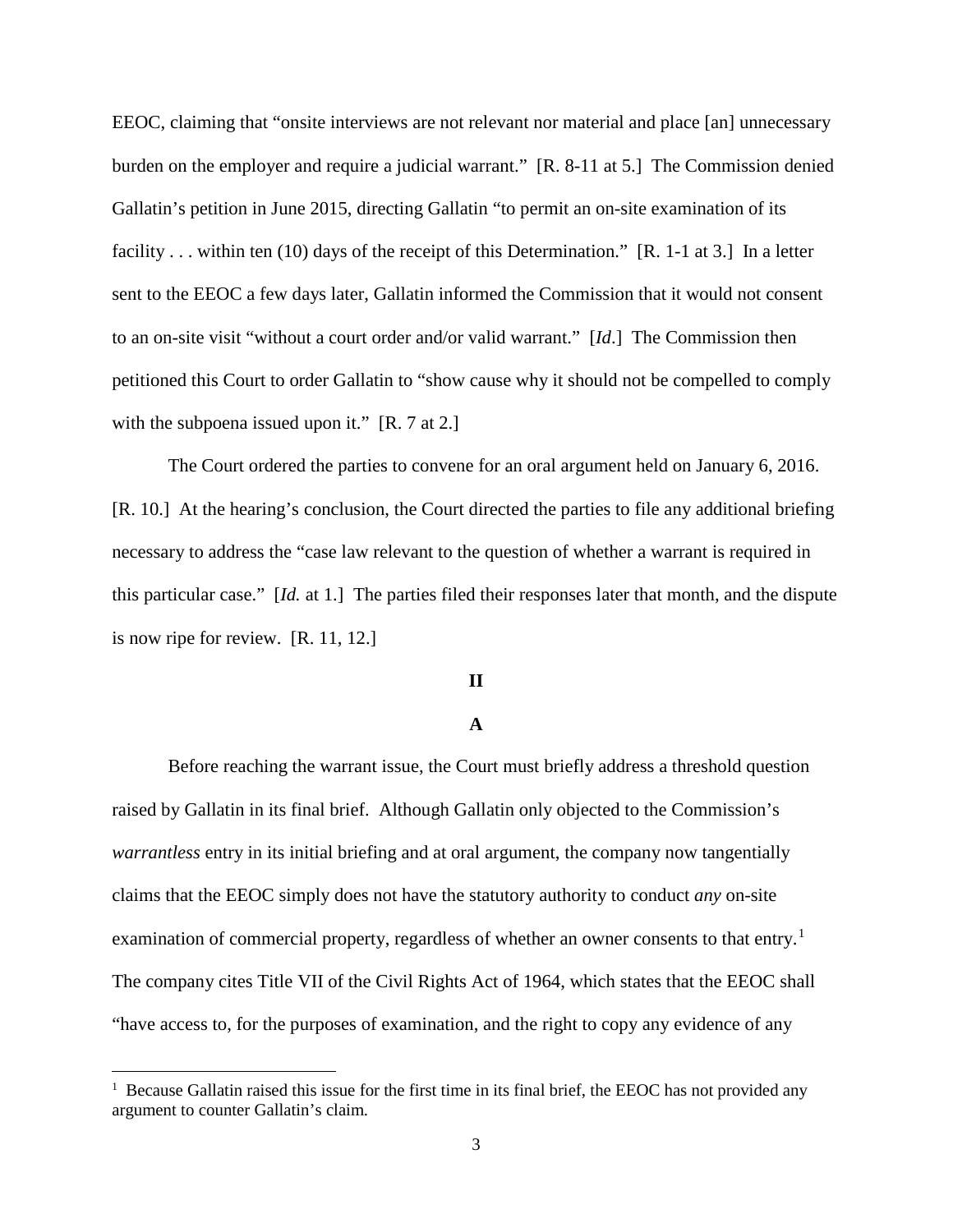EEOC, claiming that "onsite interviews are not relevant nor material and place [an] unnecessary burden on the employer and require a judicial warrant." [R. 8-11 at 5.] The Commission denied Gallatin's petition in June 2015, directing Gallatin "to permit an on-site examination of its facility . . . within ten (10) days of the receipt of this Determination." [R. 1-1 at 3.] In a letter sent to the EEOC a few days later, Gallatin informed the Commission that it would not consent to an on-site visit "without a court order and/or valid warrant." [*Id*.] The Commission then petitioned this Court to order Gallatin to "show cause why it should not be compelled to comply with the subpoena issued upon it." [R. 7 at 2.]

The Court ordered the parties to convene for an oral argument held on January 6, 2016. [R. 10.] At the hearing's conclusion, the Court directed the parties to file any additional briefing necessary to address the "case law relevant to the question of whether a warrant is required in this particular case." [*Id.* at 1.] The parties filed their responses later that month, and the dispute is now ripe for review. [R. 11, 12.]

## II

### A

Before reaching the warrant issue, the Court must briefly address a threshold question raised by Gallatin in its final brief. Although Gallatin only objected to the Commission's *warrantless* entry in its initial briefing and at oral argument, the company now tangentially claims that the EEOC simply does not have the statutory authority to conduct *any* on-site examination of commercial property, regardless of whether an owner consents to that entry.[1] The company cites Title VII of the Civil Rights Act of 1964, which states that the EEOC shall "have access to, for the purposes of examination, and the right to copy any evidence of any

---

[1] Because Gallatin raised this issue for the first time in its final brief, the EEOC has not provided any argument to counter Gallatin's claim.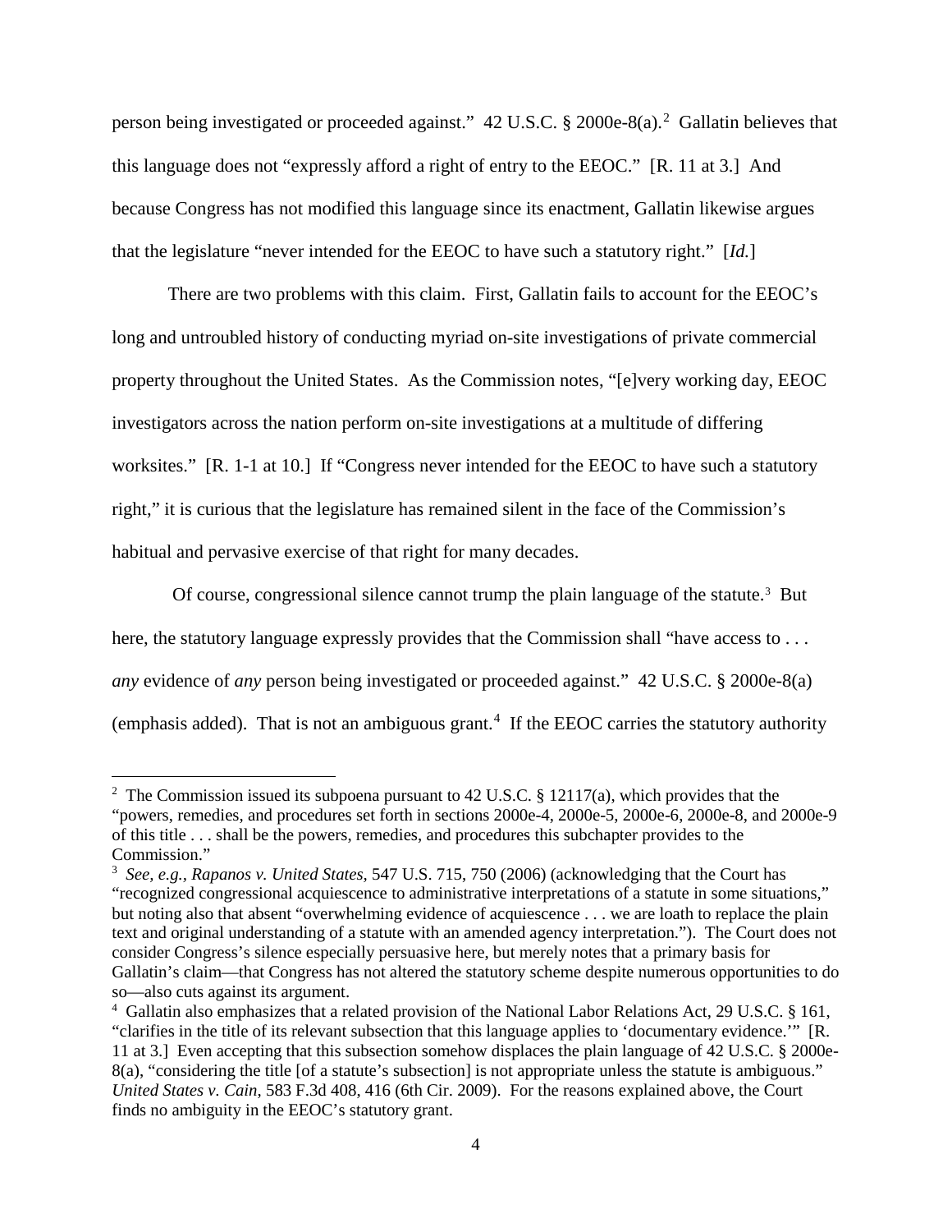person being investigated or proceeded against." 42 U.S.C. § 2000e-8(a).[2] Gallatin believes that this language does not "expressly afford a right of entry to the EEOC." [R. 11 at 3.] And because Congress has not modified this language since its enactment, Gallatin likewise argues that the legislature "never intended for the EEOC to have such a statutory right." [*Id.*]

There are two problems with this claim. First, Gallatin fails to account for the EEOC's long and untroubled history of conducting myriad on-site investigations of private commercial property throughout the United States. As the Commission notes, "[e]very working day, EEOC investigators across the nation perform on-site investigations at a multitude of differing worksites." [R. 1-1 at 10.] If "Congress never intended for the EEOC to have such a statutory right," it is curious that the legislature has remained silent in the face of the Commission's habitual and pervasive exercise of that right for many decades.

Of course, congressional silence cannot trump the plain language of the statute.[3] But here, the statutory language expressly provides that the Commission shall "have access to . . . *any* evidence of *any* person being investigated or proceeded against." 42 U.S.C. § 2000e-8(a) (emphasis added). That is not an ambiguous grant.[4] If the EEOC carries the statutory authority

---

[2] The Commission issued its subpoena pursuant to 42 U.S.C. § 12117(a), which provides that the "powers, remedies, and procedures set forth in sections 2000e-4, 2000e-5, 2000e-6, 2000e-8, and 2000e-9 of this title . . . shall be the powers, remedies, and procedures this subchapter provides to the Commission."

[3] *See, e.g.*, *Rapanos v. United States*, 547 U.S. 715, 750 (2006) (acknowledging that the Court has "recognized congressional acquiescence to administrative interpretations of a statute in some situations," but noting also that absent "overwhelming evidence of acquiescence . . . we are loath to replace the plain text and original understanding of a statute with an amended agency interpretation."). The Court does not consider Congress's silence especially persuasive here, but merely notes that a primary basis for Gallatin's claim—that Congress has not altered the statutory scheme despite numerous opportunities to do so—also cuts against its argument.

[4] Gallatin also emphasizes that a related provision of the National Labor Relations Act, 29 U.S.C. § 161, "clarifies in the title of its relevant subsection that this language applies to 'documentary evidence.'" [R. 11 at 3.] Even accepting that this subsection somehow displaces the plain language of 42 U.S.C. § 2000e-8(a), "considering the title [of a statute's subsection] is not appropriate unless the statute is ambiguous." *United States v. Cain*, 583 F.3d 408, 416 (6th Cir. 2009). For the reasons explained above, the Court finds no ambiguity in the EEOC's statutory grant.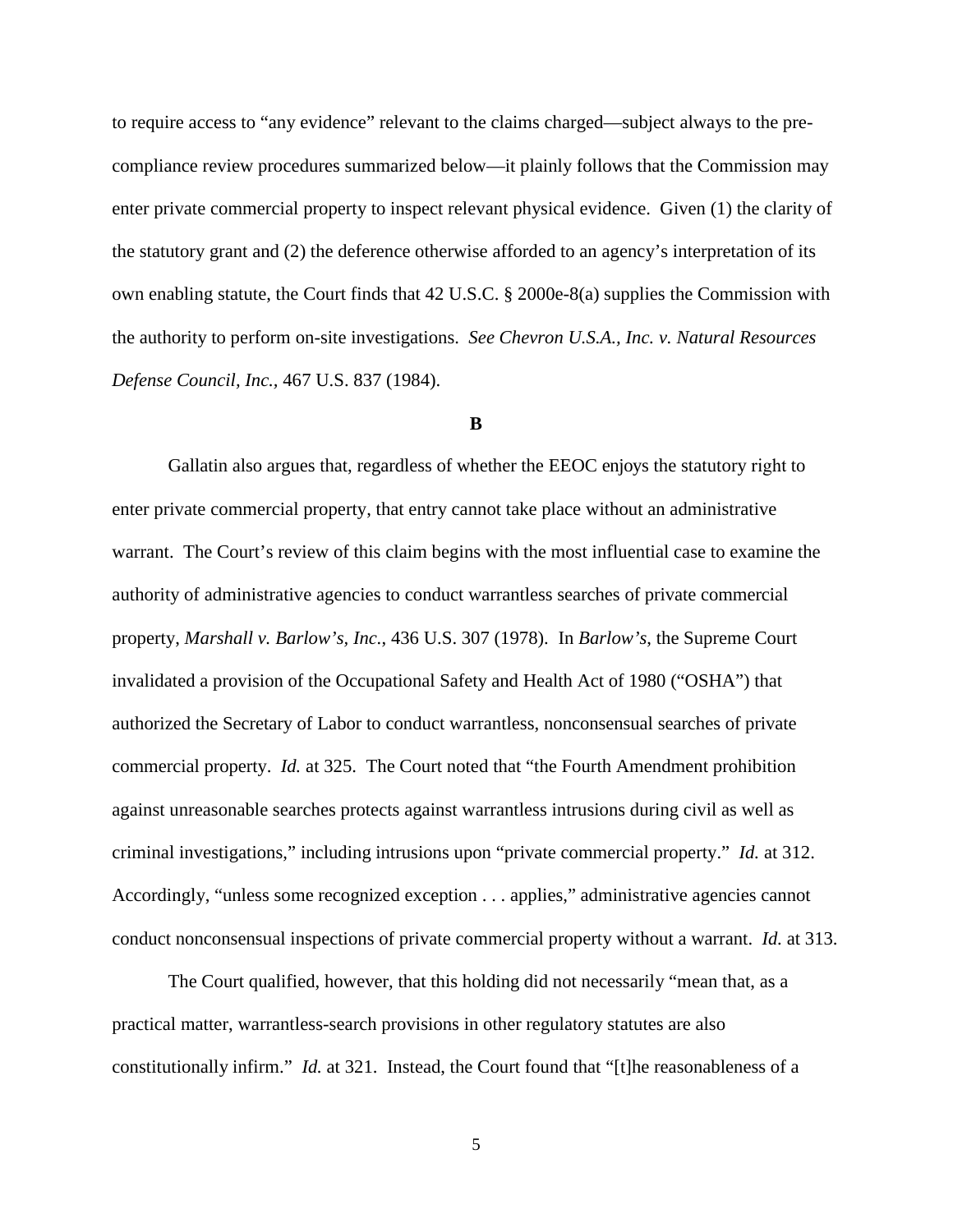to require access to "any evidence" relevant to the claims charged—subject always to the pre-compliance review procedures summarized below—it plainly follows that the Commission may enter private commercial property to inspect relevant physical evidence. Given (1) the clarity of the statutory grant and (2) the deference otherwise afforded to an agency's interpretation of its own enabling statute, the Court finds that 42 U.S.C. § 2000e-8(a) supplies the Commission with the authority to perform on-site investigations. *See Chevron U.S.A., Inc. v. Natural Resources Defense Council, Inc.*, 467 U.S. 837 (1984).

**B**

Gallatin also argues that, regardless of whether the EEOC enjoys the statutory right to enter private commercial property, that entry cannot take place without an administrative warrant. The Court's review of this claim begins with the most influential case to examine the authority of administrative agencies to conduct warrantless searches of private commercial property, *Marshall v. Barlow's, Inc.*, 436 U.S. 307 (1978). In *Barlow's*, the Supreme Court invalidated a provision of the Occupational Safety and Health Act of 1980 ("OSHA") that authorized the Secretary of Labor to conduct warrantless, nonconsensual searches of private commercial property. *Id.* at 325. The Court noted that "the Fourth Amendment prohibition against unreasonable searches protects against warrantless intrusions during civil as well as criminal investigations," including intrusions upon "private commercial property." *Id.* at 312. Accordingly, "unless some recognized exception . . . applies," administrative agencies cannot conduct nonconsensual inspections of private commercial property without a warrant. *Id.* at 313.

The Court qualified, however, that this holding did not necessarily "mean that, as a practical matter, warrantless-search provisions in other regulatory statutes are also constitutionally infirm." *Id.* at 321. Instead, the Court found that "[t]he reasonableness of a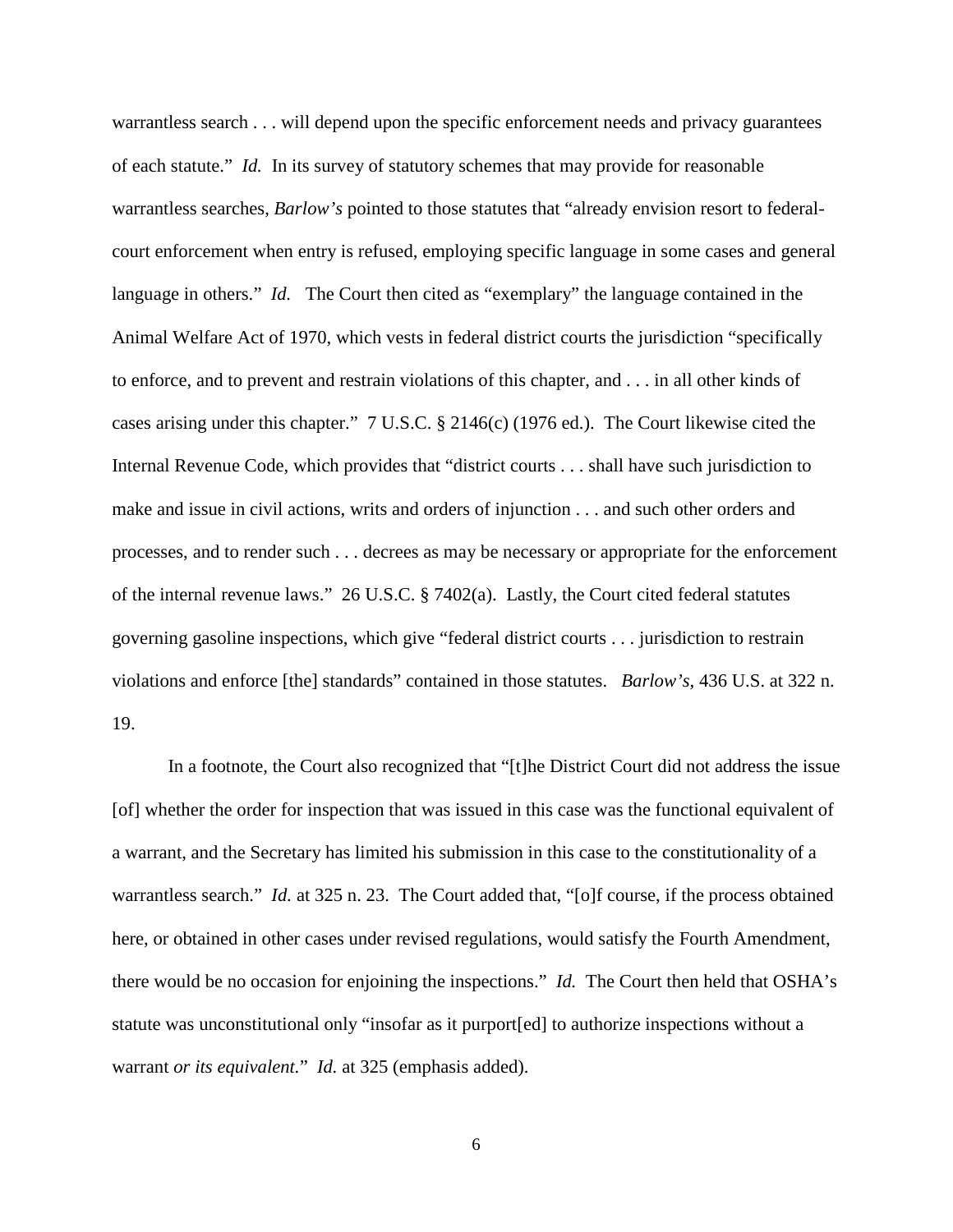warrantless search . . . will depend upon the specific enforcement needs and privacy guarantees of each statute." *Id.* In its survey of statutory schemes that may provide for reasonable warrantless searches, *Barlow's* pointed to those statutes that "already envision resort to federal-court enforcement when entry is refused, employing specific language in some cases and general language in others." *Id.* The Court then cited as "exemplary" the language contained in the Animal Welfare Act of 1970, which vests in federal district courts the jurisdiction "specifically to enforce, and to prevent and restrain violations of this chapter, and . . . in all other kinds of cases arising under this chapter." 7 U.S.C. § 2146(c) (1976 ed.). The Court likewise cited the Internal Revenue Code, which provides that "district courts . . . shall have such jurisdiction to make and issue in civil actions, writs and orders of injunction . . . and such other orders and processes, and to render such . . . decrees as may be necessary or appropriate for the enforcement of the internal revenue laws." 26 U.S.C. § 7402(a). Lastly, the Court cited federal statutes governing gasoline inspections, which give "federal district courts . . . jurisdiction to restrain violations and enforce [the] standards" contained in those statutes. *Barlow's*, 436 U.S. at 322 n. 19.

In a footnote, the Court also recognized that "[t]he District Court did not address the issue [of] whether the order for inspection that was issued in this case was the functional equivalent of a warrant, and the Secretary has limited his submission in this case to the constitutionality of a warrantless search." *Id.* at 325 n. 23. The Court added that, "[o]f course, if the process obtained here, or obtained in other cases under revised regulations, would satisfy the Fourth Amendment, there would be no occasion for enjoining the inspections." *Id.* The Court then held that OSHA's statute was unconstitutional only "insofar as it purport[ed] to authorize inspections without a warrant *or its equivalent.*" *Id.* at 325 (emphasis added).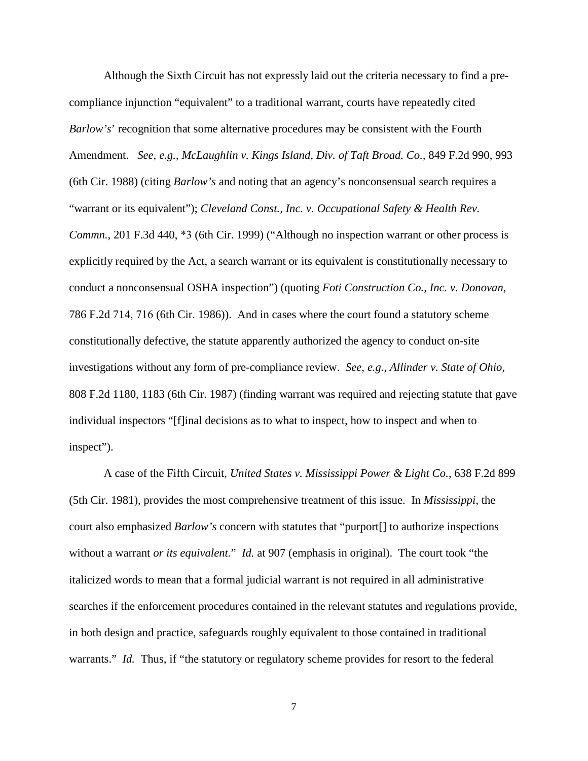Although the Sixth Circuit has not expressly laid out the criteria necessary to find a pre-compliance injunction "equivalent" to a traditional warrant, courts have repeatedly cited *Barlow's*' recognition that some alternative procedures may be consistent with the Fourth Amendment. *See, e.g., McLaughlin v. Kings Island, Div. of Taft Broad. Co.*, 849 F.2d 990, 993 (6th Cir. 1988) (citing *Barlow's* and noting that an agency's nonconsensual search requires a "warrant or its equivalent"); *Cleveland Const., Inc. v. Occupational Safety & Health Rev. Commn.*, 201 F.3d 440, *3 (6th Cir. 1999) ("Although no inspection warrant or other process is explicitly required by the Act, a search warrant or its equivalent is constitutionally necessary to conduct a nonconsensual OSHA inspection") (quoting *Foti Construction Co., Inc. v. Donovan*, 786 F.2d 714, 716 (6th Cir. 1986)). And in cases where the court found a statutory scheme constitutionally defective, the statute apparently authorized the agency to conduct on-site investigations without any form of pre-compliance review. *See, e.g., Allinder v. State of Ohio*, 808 F.2d 1180, 1183 (6th Cir. 1987) (finding warrant was required and rejecting statute that gave individual inspectors "[f]inal decisions as to what to inspect, how to inspect and when to inspect").

A case of the Fifth Circuit, *United States v. Mississippi Power & Light Co.*, 638 F.2d 899 (5th Cir. 1981), provides the most comprehensive treatment of this issue. In *Mississippi*, the court also emphasized *Barlow's* concern with statutes that "purport[] to authorize inspections without a warrant *or its equivalent.*" *Id.* at 907 (emphasis in original). The court took "the italicized words to mean that a formal judicial warrant is not required in all administrative searches if the enforcement procedures contained in the relevant statutes and regulations provide, in both design and practice, safeguards roughly equivalent to those contained in traditional warrants." *Id.* Thus, if "the statutory or regulatory scheme provides for resort to the federal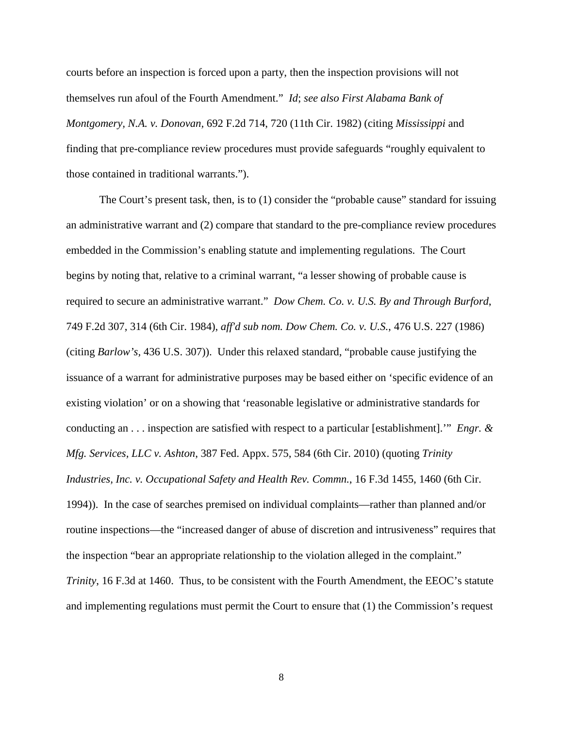courts before an inspection is forced upon a party, then the inspection provisions will not themselves run afoul of the Fourth Amendment." *Id*; *see also First Alabama Bank of Montgomery, N.A. v. Donovan*, 692 F.2d 714, 720 (11th Cir. 1982) (citing *Mississippi* and finding that pre-compliance review procedures must provide safeguards "roughly equivalent to those contained in traditional warrants.").

The Court's present task, then, is to (1) consider the "probable cause" standard for issuing an administrative warrant and (2) compare that standard to the pre-compliance review procedures embedded in the Commission's enabling statute and implementing regulations. The Court begins by noting that, relative to a criminal warrant, "a lesser showing of probable cause is required to secure an administrative warrant." *Dow Chem. Co. v. U.S. By and Through Burford*, 749 F.2d 307, 314 (6th Cir. 1984), *aff'd sub nom. Dow Chem. Co. v. U.S.*, 476 U.S. 227 (1986) (citing *Barlow's*, 436 U.S. 307)). Under this relaxed standard, "probable cause justifying the issuance of a warrant for administrative purposes may be based either on 'specific evidence of an existing violation' or on a showing that 'reasonable legislative or administrative standards for conducting an . . . inspection are satisfied with respect to a particular [establishment].'" *Engr. & Mfg. Services, LLC v. Ashton*, 387 Fed. Appx. 575, 584 (6th Cir. 2010) (quoting *Trinity Industries, Inc. v. Occupational Safety and Health Rev. Commn.*, 16 F.3d 1455, 1460 (6th Cir. 1994)). In the case of searches premised on individual complaints—rather than planned and/or routine inspections—the "increased danger of abuse of discretion and intrusiveness" requires that the inspection "bear an appropriate relationship to the violation alleged in the complaint." *Trinity*, 16 F.3d at 1460. Thus, to be consistent with the Fourth Amendment, the EEOC's statute and implementing regulations must permit the Court to ensure that (1) the Commission's request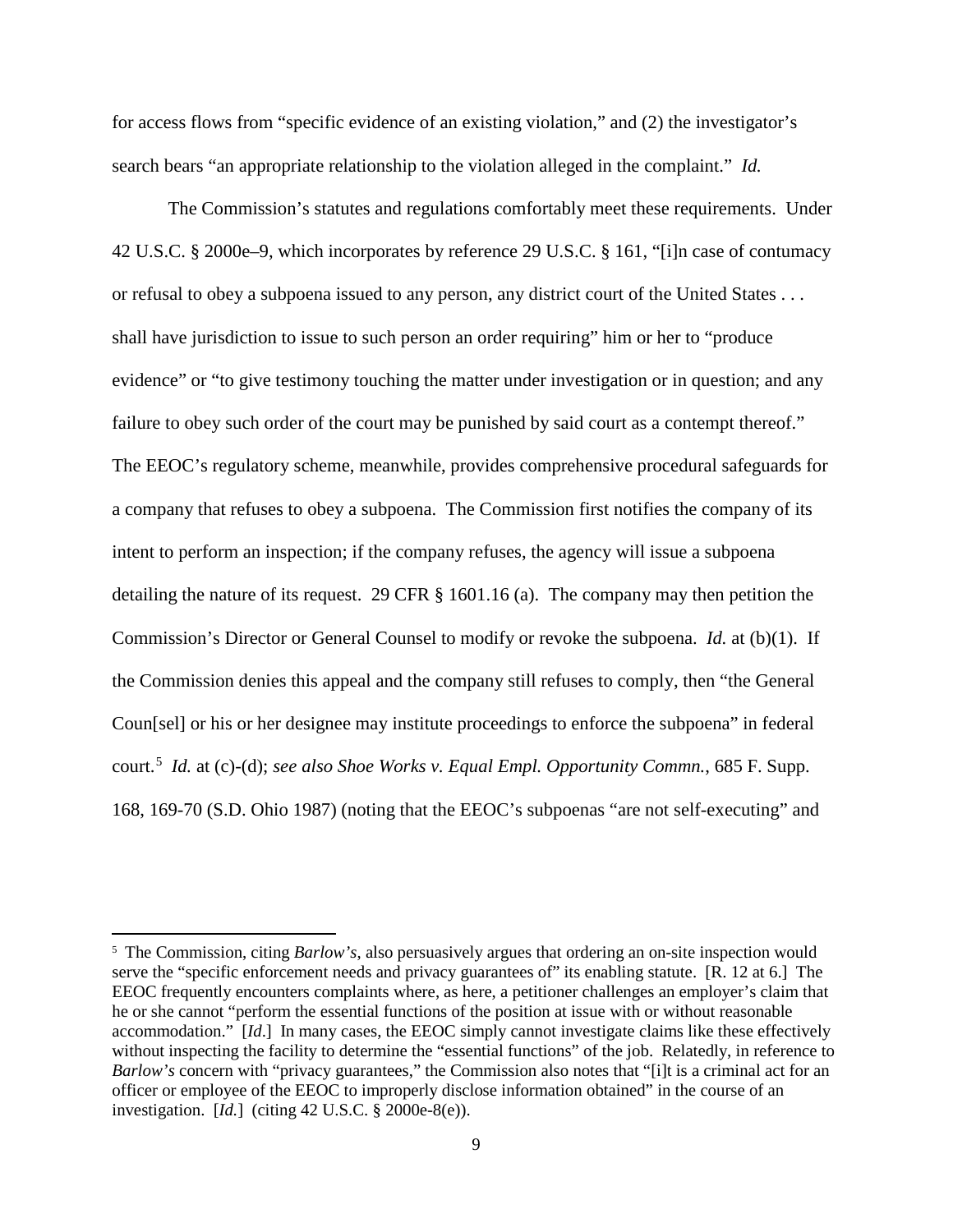for access flows from "specific evidence of an existing violation," and (2) the investigator's search bears "an appropriate relationship to the violation alleged in the complaint." *Id.*

The Commission's statutes and regulations comfortably meet these requirements. Under 42 U.S.C. § 2000e–9, which incorporates by reference 29 U.S.C. § 161, "[i]n case of contumacy or refusal to obey a subpoena issued to any person, any district court of the United States . . . shall have jurisdiction to issue to such person an order requiring" him or her to "produce evidence" or "to give testimony touching the matter under investigation or in question; and any failure to obey such order of the court may be punished by said court as a contempt thereof." The EEOC's regulatory scheme, meanwhile, provides comprehensive procedural safeguards for a company that refuses to obey a subpoena. The Commission first notifies the company of its intent to perform an inspection; if the company refuses, the agency will issue a subpoena detailing the nature of its request. 29 CFR § 1601.16 (a). The company may then petition the Commission's Director or General Counsel to modify or revoke the subpoena. *Id.* at (b)(1). If the Commission denies this appeal and the company still refuses to comply, then "the General Coun[sel] or his or her designee may institute proceedings to enforce the subpoena" in federal court.[5] *Id.* at (c)-(d); *see also Shoe Works v. Equal Empl. Opportunity Commn.*, 685 F. Supp. 168, 169-70 (S.D. Ohio 1987) (noting that the EEOC's subpoenas "are not self-executing" and

---

[5] The Commission, citing *Barlow's*, also persuasively argues that ordering an on-site inspection would serve the "specific enforcement needs and privacy guarantees of" its enabling statute. [R. 12 at 6.] The EEOC frequently encounters complaints where, as here, a petitioner challenges an employer's claim that he or she cannot "perform the essential functions of the position at issue with or without reasonable accommodation." [*Id*.] In many cases, the EEOC simply cannot investigate claims like these effectively without inspecting the facility to determine the "essential functions" of the job. Relatedly, in reference to *Barlow's* concern with "privacy guarantees," the Commission also notes that "[i]t is a criminal act for an officer or employee of the EEOC to improperly disclose information obtained" in the course of an investigation. [*Id.*] (citing 42 U.S.C. § 2000e-8(e)).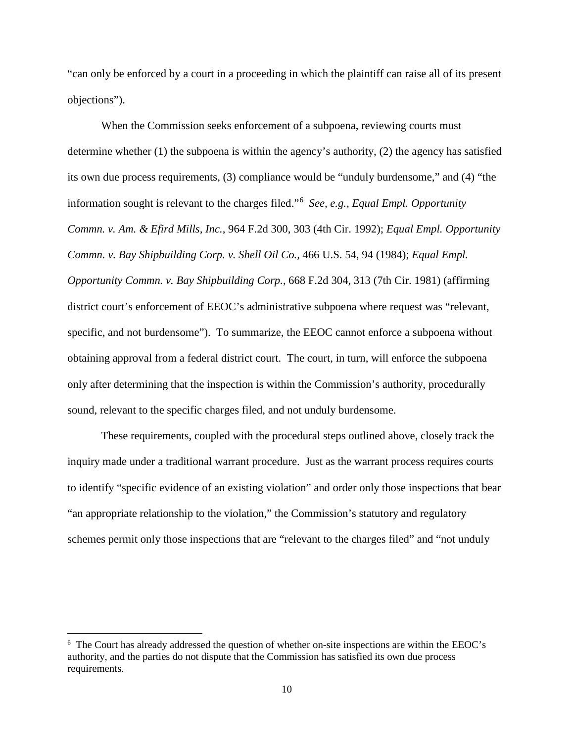"can only be enforced by a court in a proceeding in which the plaintiff can raise all of its present objections").

When the Commission seeks enforcement of a subpoena, reviewing courts must determine whether (1) the subpoena is within the agency's authority, (2) the agency has satisfied its own due process requirements, (3) compliance would be "unduly burdensome," and (4) "the information sought is relevant to the charges filed."[6] *See, e.g., Equal Empl. Opportunity Commn. v. Am. & Efird Mills, Inc.*, 964 F.2d 300, 303 (4th Cir. 1992); *Equal Empl. Opportunity Commn. v. Bay Shipbuilding Corp. v. Shell Oil Co.*, 466 U.S. 54, 94 (1984); *Equal Empl. Opportunity Commn. v. Bay Shipbuilding Corp.*, 668 F.2d 304, 313 (7th Cir. 1981) (affirming district court's enforcement of EEOC's administrative subpoena where request was "relevant, specific, and not burdensome"). To summarize, the EEOC cannot enforce a subpoena without obtaining approval from a federal district court. The court, in turn, will enforce the subpoena only after determining that the inspection is within the Commission's authority, procedurally sound, relevant to the specific charges filed, and not unduly burdensome.

These requirements, coupled with the procedural steps outlined above, closely track the inquiry made under a traditional warrant procedure. Just as the warrant process requires courts to identify "specific evidence of an existing violation" and order only those inspections that bear "an appropriate relationship to the violation," the Commission's statutory and regulatory schemes permit only those inspections that are "relevant to the charges filed" and "not unduly

---

[6] The Court has already addressed the question of whether on-site inspections are within the EEOC's authority, and the parties do not dispute that the Commission has satisfied its own due process requirements.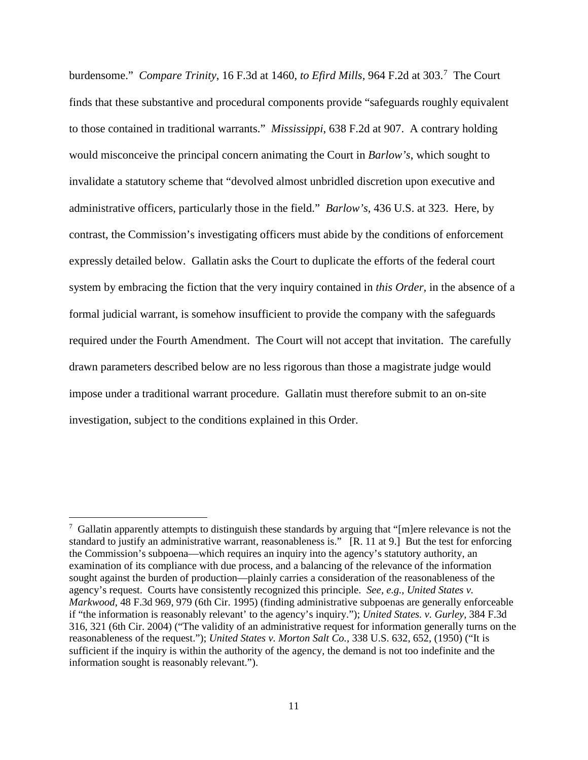burdensome." *Compare Trinity*, 16 F.3d at 1460, *to Efird Mills*, 964 F.2d at 303.[7] The Court finds that these substantive and procedural components provide "safeguards roughly equivalent to those contained in traditional warrants." *Mississippi*, 638 F.2d at 907. A contrary holding would misconceive the principal concern animating the Court in *Barlow's*, which sought to invalidate a statutory scheme that "devolved almost unbridled discretion upon executive and administrative officers, particularly those in the field." *Barlow's*, 436 U.S. at 323. Here, by contrast, the Commission's investigating officers must abide by the conditions of enforcement expressly detailed below. Gallatin asks the Court to duplicate the efforts of the federal court system by embracing the fiction that the very inquiry contained in *this Order*, in the absence of a formal judicial warrant, is somehow insufficient to provide the company with the safeguards required under the Fourth Amendment. The Court will not accept that invitation. The carefully drawn parameters described below are no less rigorous than those a magistrate judge would impose under a traditional warrant procedure. Gallatin must therefore submit to an on-site investigation, subject to the conditions explained in this Order.

---

[7] Gallatin apparently attempts to distinguish these standards by arguing that "[m]ere relevance is not the standard to justify an administrative warrant, reasonableness is." [R. 11 at 9.] But the test for enforcing the Commission's subpoena—which requires an inquiry into the agency's statutory authority, an examination of its compliance with due process, and a balancing of the relevance of the information sought against the burden of production—plainly carries a consideration of the reasonableness of the agency's request. Courts have consistently recognized this principle. *See, e.g., United States v. Markwood*, 48 F.3d 969, 979 (6th Cir. 1995) (finding administrative subpoenas are generally enforceable if "the information is reasonably relevant' to the agency's inquiry."); *United States. v. Gurley*, 384 F.3d 316, 321 (6th Cir. 2004) ("The validity of an administrative request for information generally turns on the reasonableness of the request."); *United States v. Morton Salt Co.*, 338 U.S. 632, 652, (1950) ("It is sufficient if the inquiry is within the authority of the agency, the demand is not too indefinite and the information sought is reasonably relevant.").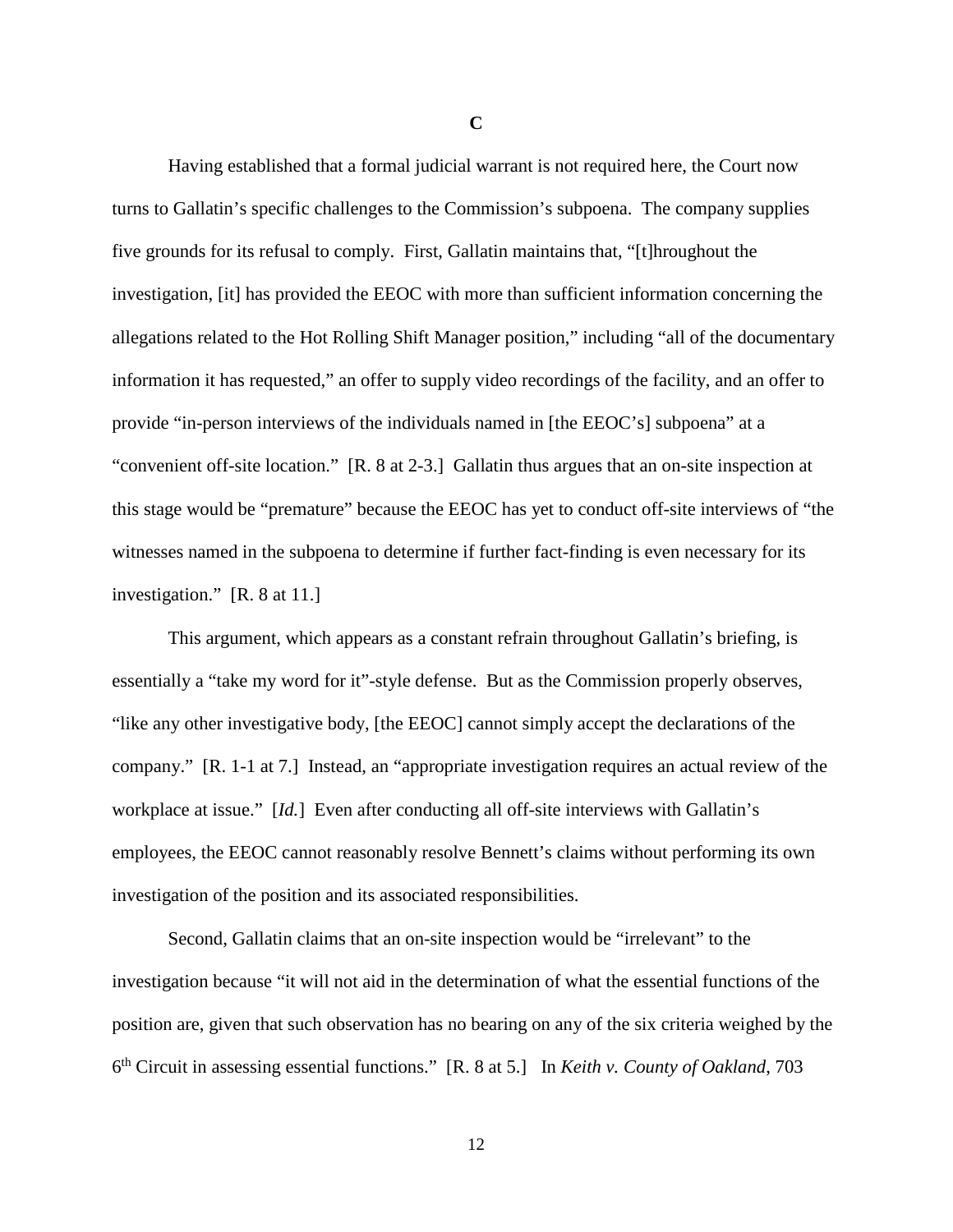**C**

Having established that a formal judicial warrant is not required here, the Court now turns to Gallatin's specific challenges to the Commission's subpoena. The company supplies five grounds for its refusal to comply. First, Gallatin maintains that, "[t]hroughout the investigation, [it] has provided the EEOC with more than sufficient information concerning the allegations related to the Hot Rolling Shift Manager position," including "all of the documentary information it has requested," an offer to supply video recordings of the facility, and an offer to provide "in-person interviews of the individuals named in [the EEOC's] subpoena" at a "convenient off-site location." [R. 8 at 2-3.] Gallatin thus argues that an on-site inspection at this stage would be "premature" because the EEOC has yet to conduct off-site interviews of "the witnesses named in the subpoena to determine if further fact-finding is even necessary for its investigation." [R. 8 at 11.]

This argument, which appears as a constant refrain throughout Gallatin's briefing, is essentially a "take my word for it"-style defense. But as the Commission properly observes, "like any other investigative body, [the EEOC] cannot simply accept the declarations of the company." [R. 1-1 at 7.] Instead, an "appropriate investigation requires an actual review of the workplace at issue." [*Id.*] Even after conducting all off-site interviews with Gallatin's employees, the EEOC cannot reasonably resolve Bennett's claims without performing its own investigation of the position and its associated responsibilities.

Second, Gallatin claims that an on-site inspection would be "irrelevant" to the investigation because "it will not aid in the determination of what the essential functions of the position are, given that such observation has no bearing on any of the six criteria weighed by the 6th Circuit in assessing essential functions." [R. 8 at 5.] In *Keith v. County of Oakland*, 703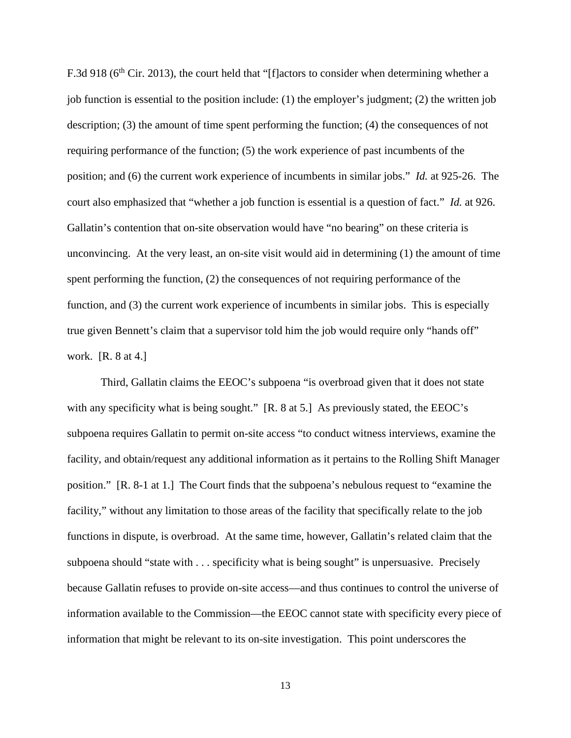F.3d 918 (6th Cir. 2013), the court held that "[f]actors to consider when determining whether a job function is essential to the position include: (1) the employer's judgment; (2) the written job description; (3) the amount of time spent performing the function; (4) the consequences of not requiring performance of the function; (5) the work experience of past incumbents of the position; and (6) the current work experience of incumbents in similar jobs." *Id.* at 925-26. The court also emphasized that "whether a job function is essential is a question of fact." *Id.* at 926. Gallatin's contention that on-site observation would have "no bearing" on these criteria is unconvincing. At the very least, an on-site visit would aid in determining (1) the amount of time spent performing the function, (2) the consequences of not requiring performance of the function, and (3) the current work experience of incumbents in similar jobs. This is especially true given Bennett's claim that a supervisor told him the job would require only "hands off" work. [R. 8 at 4.]

Third, Gallatin claims the EEOC's subpoena "is overbroad given that it does not state with any specificity what is being sought." [R. 8 at 5.] As previously stated, the EEOC's subpoena requires Gallatin to permit on-site access "to conduct witness interviews, examine the facility, and obtain/request any additional information as it pertains to the Rolling Shift Manager position." [R. 8-1 at 1.] The Court finds that the subpoena's nebulous request to "examine the facility," without any limitation to those areas of the facility that specifically relate to the job functions in dispute, is overbroad. At the same time, however, Gallatin's related claim that the subpoena should "state with . . . specificity what is being sought" is unpersuasive. Precisely because Gallatin refuses to provide on-site access—and thus continues to control the universe of information available to the Commission—the EEOC cannot state with specificity every piece of information that might be relevant to its on-site investigation. This point underscores the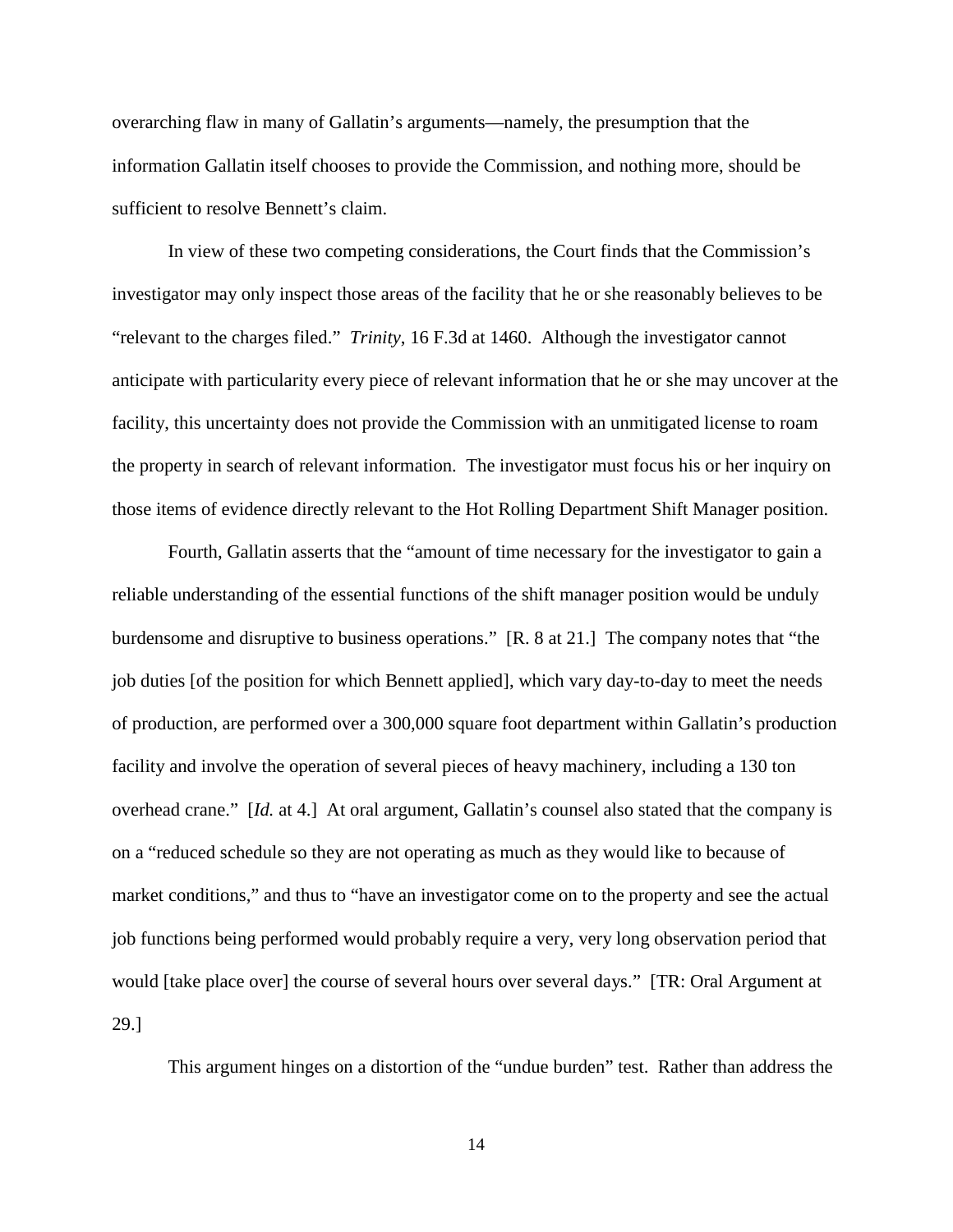overarching flaw in many of Gallatin's arguments—namely, the presumption that the information Gallatin itself chooses to provide the Commission, and nothing more, should be sufficient to resolve Bennett's claim.

In view of these two competing considerations, the Court finds that the Commission's investigator may only inspect those areas of the facility that he or she reasonably believes to be "relevant to the charges filed." *Trinity*, 16 F.3d at 1460. Although the investigator cannot anticipate with particularity every piece of relevant information that he or she may uncover at the facility, this uncertainty does not provide the Commission with an unmitigated license to roam the property in search of relevant information. The investigator must focus his or her inquiry on those items of evidence directly relevant to the Hot Rolling Department Shift Manager position.

Fourth, Gallatin asserts that the "amount of time necessary for the investigator to gain a reliable understanding of the essential functions of the shift manager position would be unduly burdensome and disruptive to business operations." [R. 8 at 21.] The company notes that "the job duties [of the position for which Bennett applied], which vary day-to-day to meet the needs of production, are performed over a 300,000 square foot department within Gallatin's production facility and involve the operation of several pieces of heavy machinery, including a 130 ton overhead crane." [*Id.* at 4.] At oral argument, Gallatin's counsel also stated that the company is on a "reduced schedule so they are not operating as much as they would like to because of market conditions," and thus to "have an investigator come on to the property and see the actual job functions being performed would probably require a very, very long observation period that would [take place over] the course of several hours over several days." [TR: Oral Argument at 29.]

This argument hinges on a distortion of the "undue burden" test. Rather than address the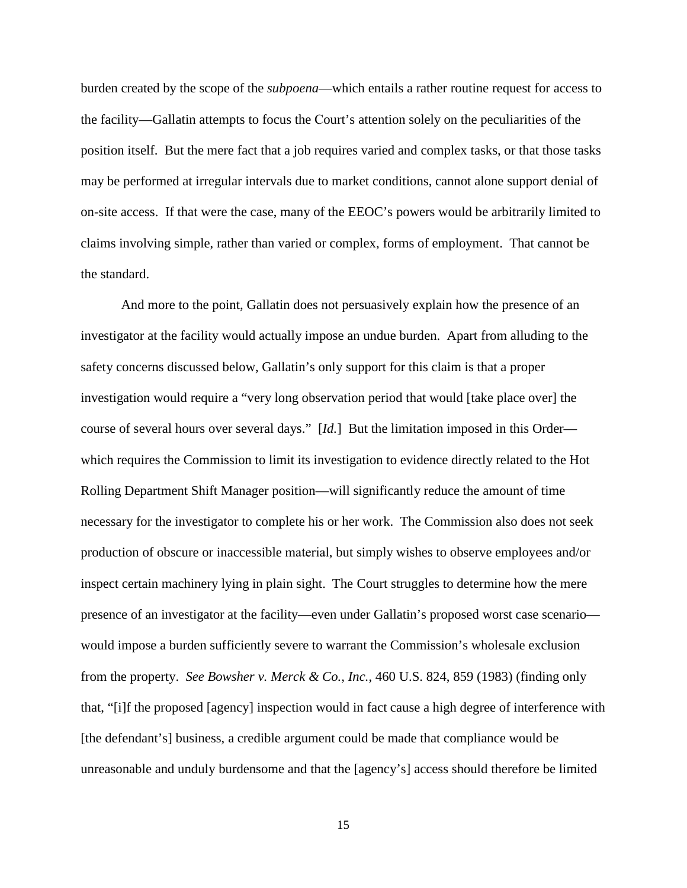burden created by the scope of the *subpoena*—which entails a rather routine request for access to the facility—Gallatin attempts to focus the Court's attention solely on the peculiarities of the position itself. But the mere fact that a job requires varied and complex tasks, or that those tasks may be performed at irregular intervals due to market conditions, cannot alone support denial of on-site access. If that were the case, many of the EEOC's powers would be arbitrarily limited to claims involving simple, rather than varied or complex, forms of employment. That cannot be the standard.

And more to the point, Gallatin does not persuasively explain how the presence of an investigator at the facility would actually impose an undue burden. Apart from alluding to the safety concerns discussed below, Gallatin's only support for this claim is that a proper investigation would require a "very long observation period that would [take place over] the course of several hours over several days." [*Id.*] But the limitation imposed in this Order—which requires the Commission to limit its investigation to evidence directly related to the Hot Rolling Department Shift Manager position—will significantly reduce the amount of time necessary for the investigator to complete his or her work. The Commission also does not seek production of obscure or inaccessible material, but simply wishes to observe employees and/or inspect certain machinery lying in plain sight. The Court struggles to determine how the mere presence of an investigator at the facility—even under Gallatin's proposed worst case scenario—would impose a burden sufficiently severe to warrant the Commission's wholesale exclusion from the property. *See Bowsher v. Merck & Co., Inc.*, 460 U.S. 824, 859 (1983) (finding only that, "[i]f the proposed [agency] inspection would in fact cause a high degree of interference with [the defendant's] business, a credible argument could be made that compliance would be unreasonable and unduly burdensome and that the [agency's] access should therefore be limited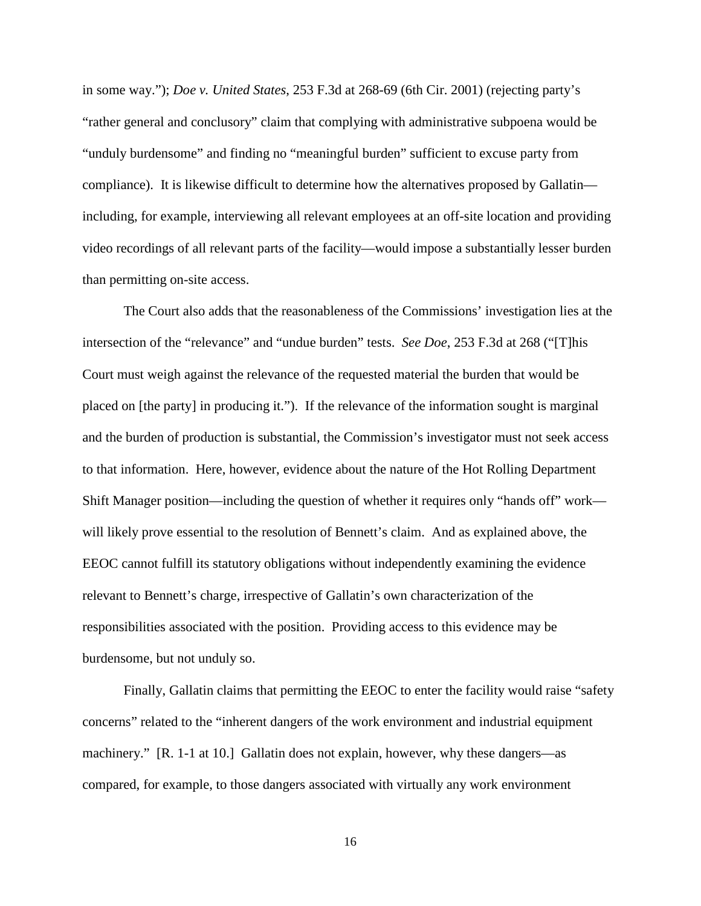in some way."); *Doe v. United States*, 253 F.3d at 268-69 (6th Cir. 2001) (rejecting party's "rather general and conclusory" claim that complying with administrative subpoena would be "unduly burdensome" and finding no "meaningful burden" sufficient to excuse party from compliance). It is likewise difficult to determine how the alternatives proposed by Gallatin—including, for example, interviewing all relevant employees at an off-site location and providing video recordings of all relevant parts of the facility—would impose a substantially lesser burden than permitting on-site access.

The Court also adds that the reasonableness of the Commissions' investigation lies at the intersection of the "relevance" and "undue burden" tests. *See Doe*, 253 F.3d at 268 ("[T]his Court must weigh against the relevance of the requested material the burden that would be placed on [the party] in producing it."). If the relevance of the information sought is marginal and the burden of production is substantial, the Commission's investigator must not seek access to that information. Here, however, evidence about the nature of the Hot Rolling Department Shift Manager position—including the question of whether it requires only "hands off" work—will likely prove essential to the resolution of Bennett's claim. And as explained above, the EEOC cannot fulfill its statutory obligations without independently examining the evidence relevant to Bennett's charge, irrespective of Gallatin's own characterization of the responsibilities associated with the position. Providing access to this evidence may be burdensome, but not unduly so.

Finally, Gallatin claims that permitting the EEOC to enter the facility would raise "safety concerns" related to the "inherent dangers of the work environment and industrial equipment machinery." [R. 1-1 at 10.] Gallatin does not explain, however, why these dangers—as compared, for example, to those dangers associated with virtually any work environment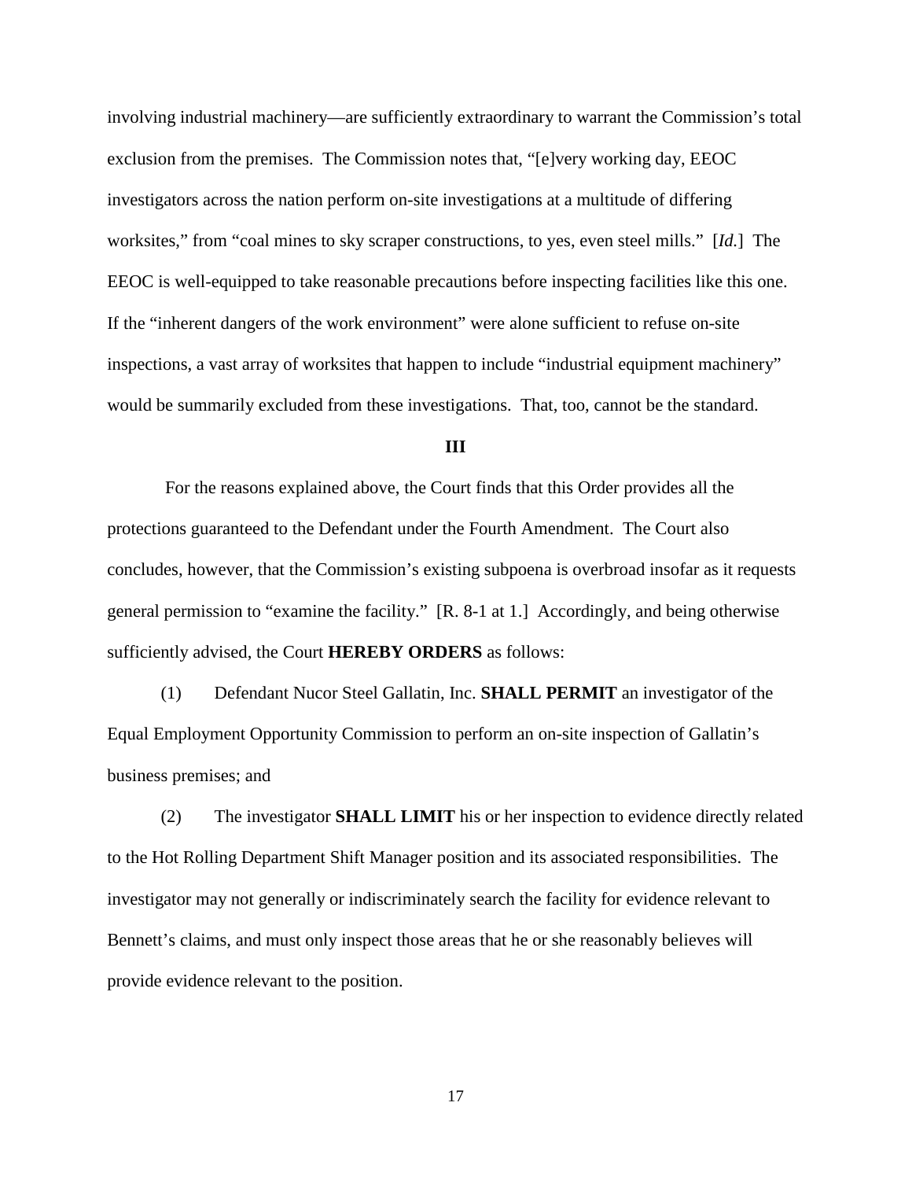involving industrial machinery—are sufficiently extraordinary to warrant the Commission's total exclusion from the premises. The Commission notes that, "[e]very working day, EEOC investigators across the nation perform on-site investigations at a multitude of differing worksites," from "coal mines to sky scraper constructions, to yes, even steel mills." [*Id.*] The EEOC is well-equipped to take reasonable precautions before inspecting facilities like this one. If the "inherent dangers of the work environment" were alone sufficient to refuse on-site inspections, a vast array of worksites that happen to include "industrial equipment machinery" would be summarily excluded from these investigations. That, too, cannot be the standard.

**III**

For the reasons explained above, the Court finds that this Order provides all the protections guaranteed to the Defendant under the Fourth Amendment. The Court also concludes, however, that the Commission's existing subpoena is overbroad insofar as it requests general permission to "examine the facility." [R. 8-1 at 1.] Accordingly, and being otherwise sufficiently advised, the Court **HEREBY ORDERS** as follows:

(1) Defendant Nucor Steel Gallatin, Inc. **SHALL PERMIT** an investigator of the Equal Employment Opportunity Commission to perform an on-site inspection of Gallatin's business premises; and

(2) The investigator **SHALL LIMIT** his or her inspection to evidence directly related to the Hot Rolling Department Shift Manager position and its associated responsibilities. The investigator may not generally or indiscriminately search the facility for evidence relevant to Bennett's claims, and must only inspect those areas that he or she reasonably believes will provide evidence relevant to the position.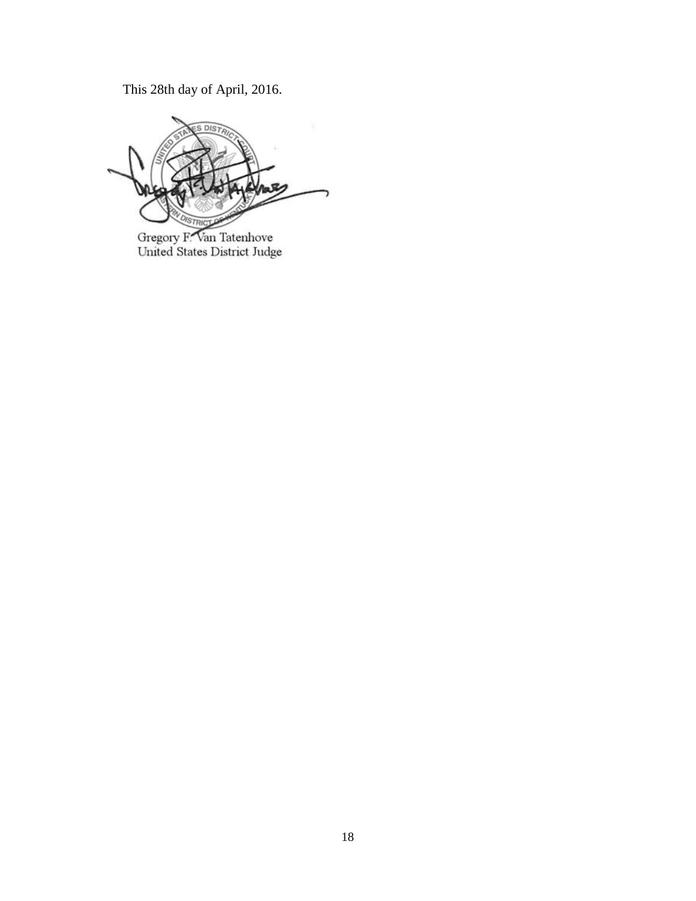This 28th day of April, 2016.

Gregory F. Van Tatenhove
United States District Judge